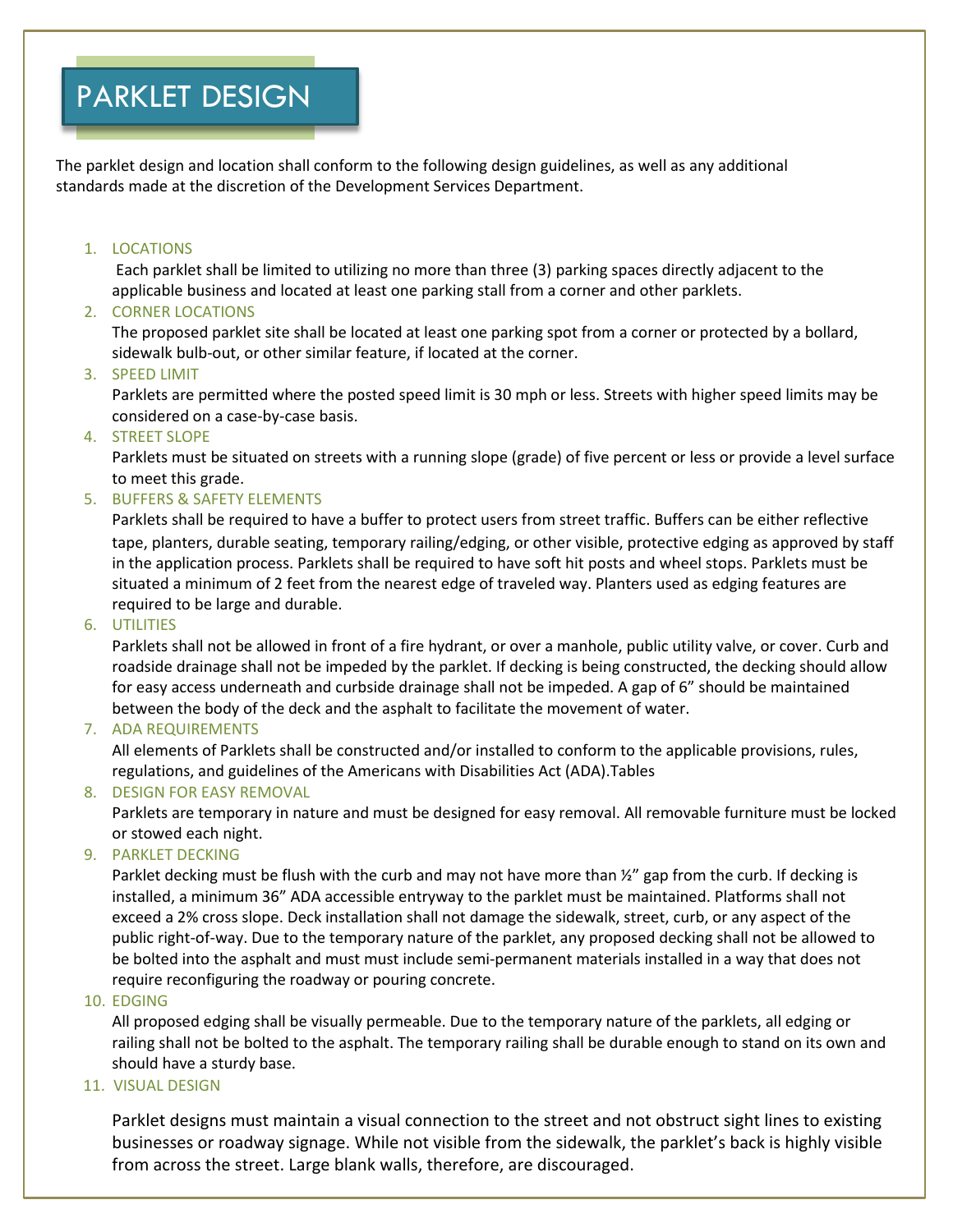# PARKLET DESIGN

The parklet design and location shall conform to the following design guidelines, as well as any additional standards made at the discretion of the Development Services Department.

1. LOCATIONS

   Each parklet shall be limited to utilizing no more than three (3) parking spaces directly adjacent to the applicable business and located at least one parking stall from a corner and other parklets.

2. CORNER LOCATIONS

   The proposed parklet site shall be located at least one parking spot from a corner or protected by a bollard, sidewalk bulb-out, or other similar feature, if located at the corner.

3. SPEED LIMIT

   Parklets are permitted where the posted speed limit is 30 mph or less. Streets with higher speed limits may be considered on a case-by-case basis.

4. STREET SLOPE

   Parklets must be situated on streets with a running slope (grade) of five percent or less or provide a level surface to meet this grade.

5. BUFFERS & SAFETY ELEMENTS

   Parklets shall be required to have a buffer to protect users from street traffic. Buffers can be either reflective tape, planters, durable seating, temporary railing/edging, or other visible, protective edging as approved by staff in the application process. Parklets shall be required to have soft hit posts and wheel stops. Parklets must be situated a minimum of 2 feet from the nearest edge of traveled way. Planters used as edging features are required to be large and durable.

6. UTILITIES

   Parklets shall not be allowed in front of a fire hydrant, or over a manhole, public utility valve, or cover. Curb and roadside drainage shall not be impeded by the parklet. If decking is being constructed, the decking should allow for easy access underneath and curbside drainage shall not be impeded. A gap of 6" should be maintained between the body of the deck and the asphalt to facilitate the movement of water.

7. ADA REQUIREMENTS

   All elements of Parklets shall be constructed and/or installed to conform to the applicable provisions, rules, regulations, and guidelines of the Americans with Disabilities Act (ADA).Tables

8. DESIGN FOR EASY REMOVAL

   Parklets are temporary in nature and must be designed for easy removal. All removable furniture must be locked or stowed each night.

9. PARKLET DECKING

   Parklet decking must be flush with the curb and may not have more than ½" gap from the curb. If decking is installed, a minimum 36" ADA accessible entryway to the parklet must be maintained. Platforms shall not exceed a 2% cross slope. Deck installation shall not damage the sidewalk, street, curb, or any aspect of the public right-of-way. Due to the temporary nature of the parklet, any proposed decking shall not be allowed to be bolted into the asphalt and must must include semi-permanent materials installed in a way that does not require reconfiguring the roadway or pouring concrete.

10. EDGING

    All proposed edging shall be visually permeable. Due to the temporary nature of the parklets, all edging or railing shall not be bolted to the asphalt. The temporary railing shall be durable enough to stand on its own and should have a sturdy base.

11. VISUAL DESIGN

    Parklet designs must maintain a visual connection to the street and not obstruct sight lines to existing businesses or roadway signage. While not visible from the sidewalk, the parklet's back is highly visible from across the street. Large blank walls, therefore, are discouraged.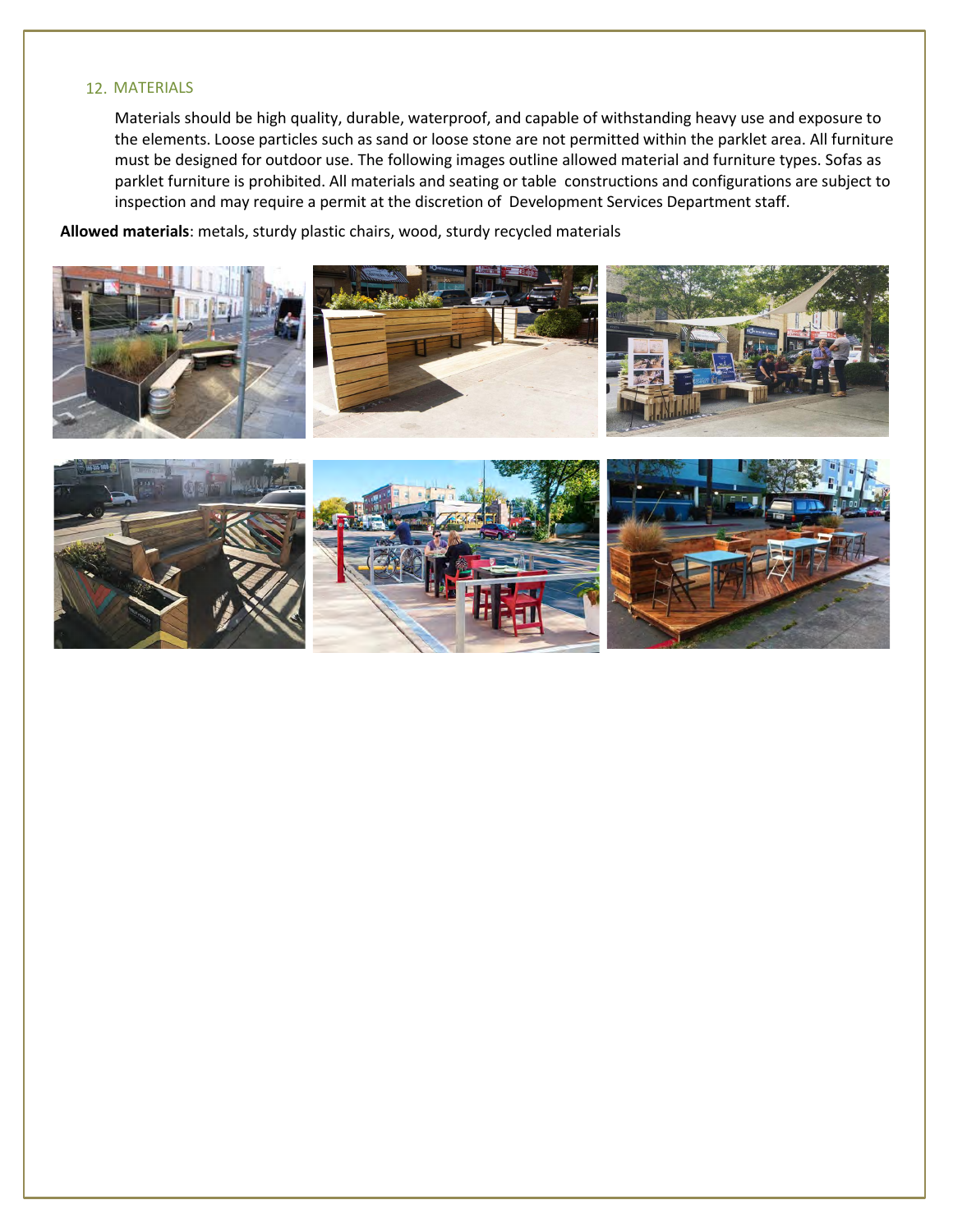## 12. MATERIALS

Materials should be high quality, durable, waterproof, and capable of withstanding heavy use and exposure to the elements. Loose particles such as sand or loose stone are not permitted within the parklet area. All furniture must be designed for outdoor use. The following images outline allowed material and furniture types. Sofas as parklet furniture is prohibited. All materials and seating or table constructions and configurations are subject to inspection and may require a permit at the discretion of Development Services Department staff.

**Allowed materials**: metals, sturdy plastic chairs, wood, sturdy recycled materials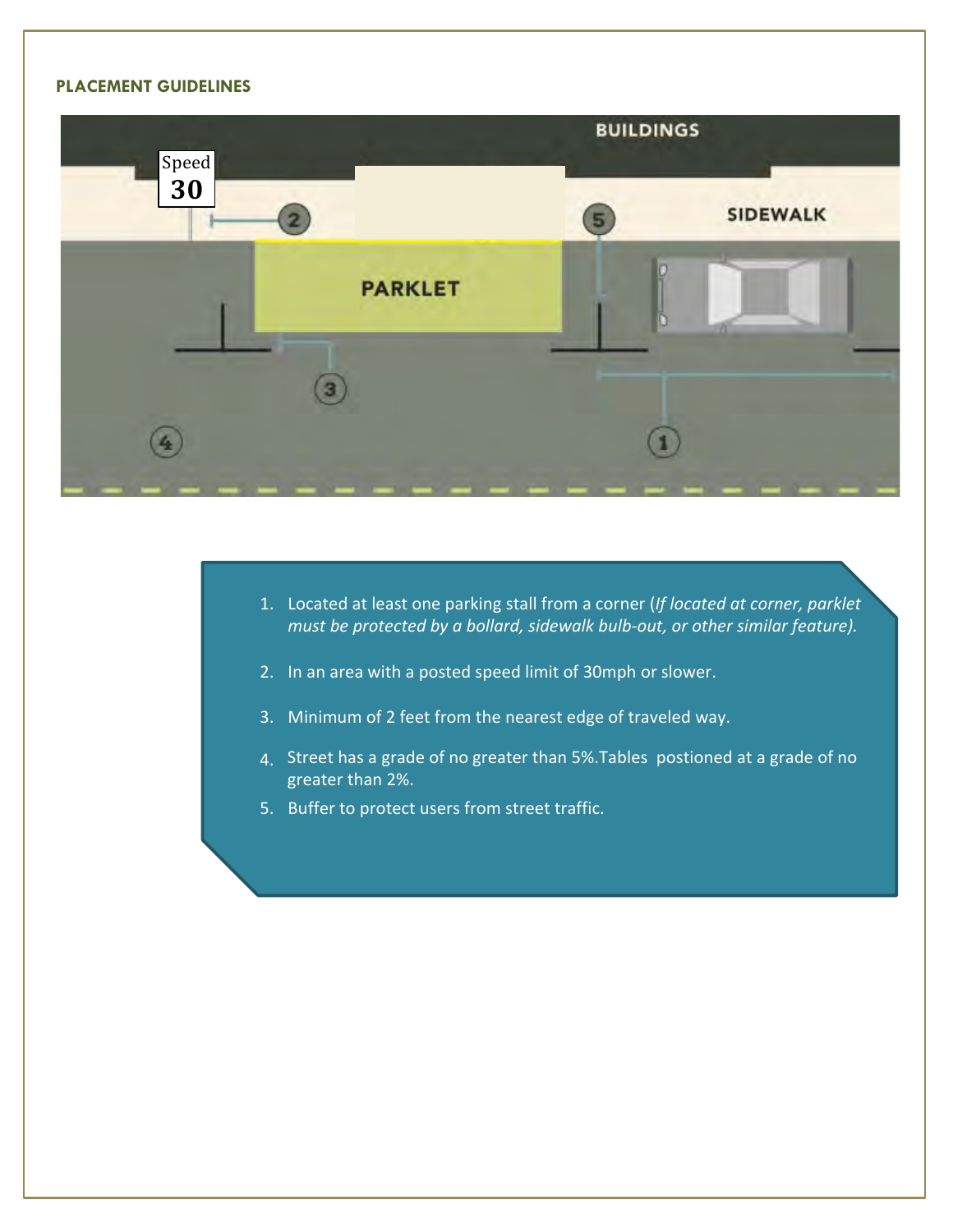## PLACEMENT GUIDELINES

1. Located at least one parking stall from a corner (*If located at corner, parklet must be protected by a bollard, sidewalk bulb-out, or other similar feature).*
2. In an area with a posted speed limit of 30mph or slower.
3. Minimum of 2 feet from the nearest edge of traveled way.
4. Street has a grade of no greater than 5%.Tables postioned at a grade of no greater than 2%.
5. Buffer to protect users from street traffic.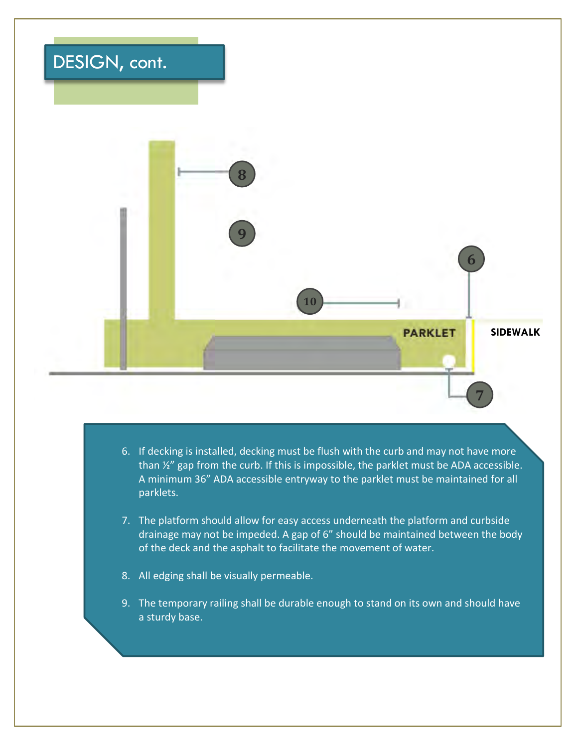# DESIGN, cont.

PARKLET

SIDEWALK

6. If decking is installed, decking must be flush with the curb and may not have more than ½" gap from the curb. If this is impossible, the parklet must be ADA accessible. A minimum 36" ADA accessible entryway to the parklet must be maintained for all parklets.

7. The platform should allow for easy access underneath the platform and curbside drainage may not be impeded. A gap of 6" should be maintained between the body of the deck and the asphalt to facilitate the movement of water.

8. All edging shall be visually permeable.

9. The temporary railing shall be durable enough to stand on its own and should have a sturdy base.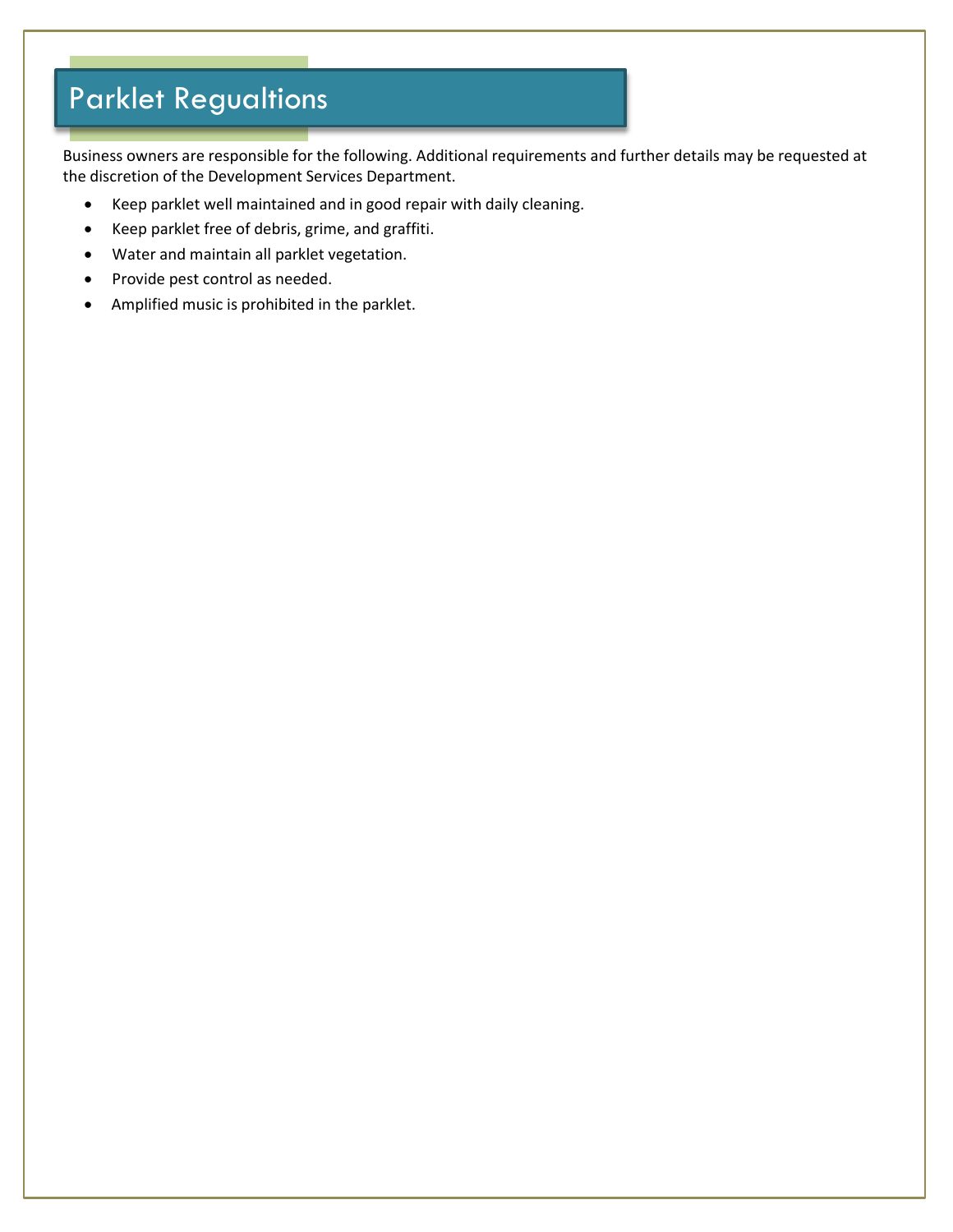# Parklet Regualtions

Business owners are responsible for the following. Additional requirements and further details may be requested at the discretion of the Development Services Department.

- Keep parklet well maintained and in good repair with daily cleaning.
- Keep parklet free of debris, grime, and graffiti.
- Water and maintain all parklet vegetation.
- Provide pest control as needed.
- Amplified music is prohibited in the parklet.